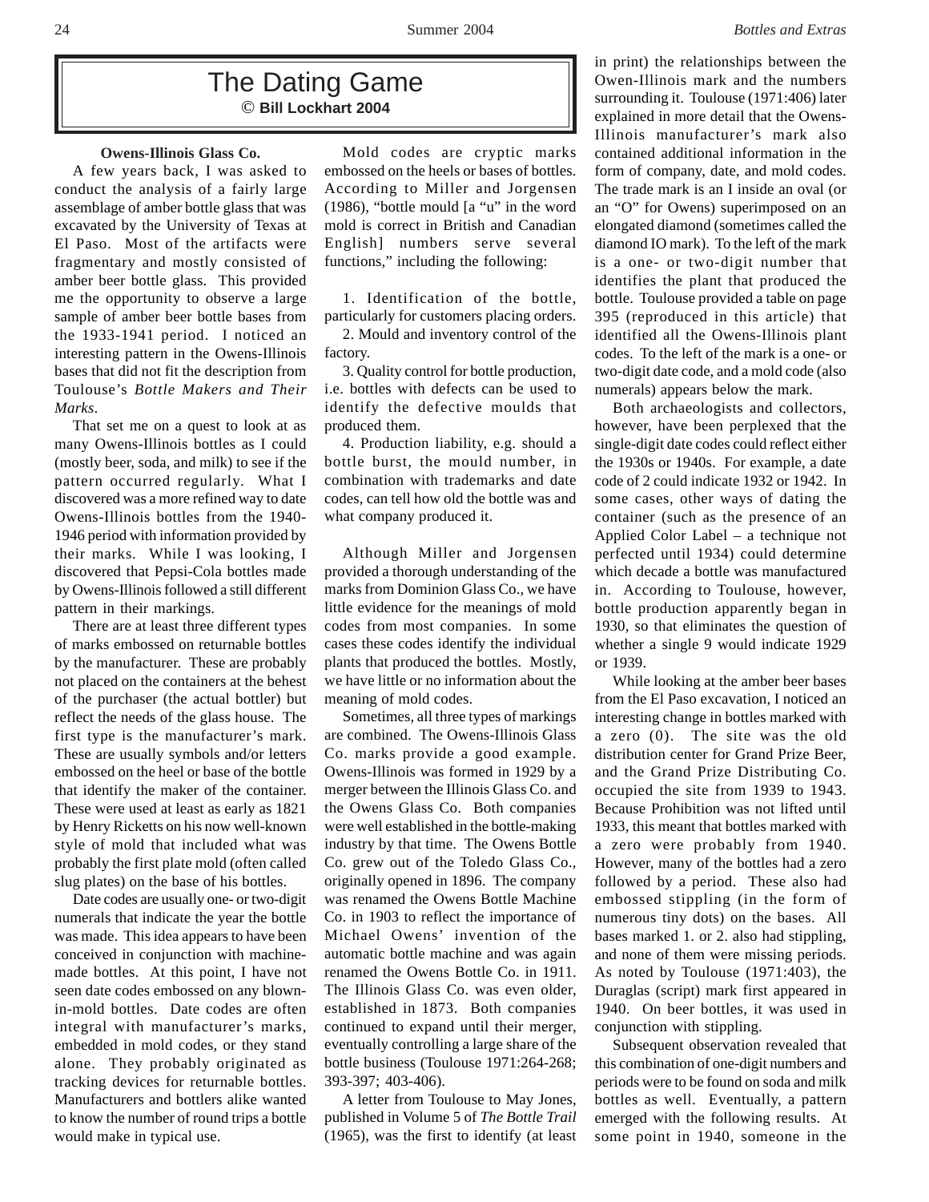# The Dating Game

© **Bill Lockhart 2004**

### Owens-Illinois Glass Co.

A few years back, I was asked to conduct the analysis of a fairly large assemblage of amber bottle glass that was excavated by the University of Texas at El Paso. Most of the artifacts were fragmentary and mostly consisted of amber beer bottle glass. This provided me the opportunity to observe a large sample of amber beer bottle bases from the 1933-1941 period. I noticed an interesting pattern in the Owens-Illinois bases that did not fit the description from Toulouse's *Bottle Makers and Their Marks*.

That set me on a quest to look at as many Owens-Illinois bottles as I could (mostly beer, soda, and milk) to see if the pattern occurred regularly. What I discovered was a more refined way to date Owens-Illinois bottles from the 1940-1946 period with information provided by their marks. While I was looking, I discovered that Pepsi-Cola bottles made by Owens-Illinois followed a still different pattern in their markings.

There are at least three different types of marks embossed on returnable bottles by the manufacturer. These are probably not placed on the containers at the behest of the purchaser (the actual bottler) but reflect the needs of the glass house. The first type is the manufacturer's mark. These are usually symbols and/or letters embossed on the heel or base of the bottle that identify the maker of the container. These were used at least as early as 1821 by Henry Ricketts on his now well-known style of mold that included what was probably the first plate mold (often called slug plates) on the base of his bottles.

Date codes are usually one- or two-digit numerals that indicate the year the bottle was made. This idea appears to have been conceived in conjunction with machine-made bottles. At this point, I have not seen date codes embossed on any blown-in-mold bottles. Date codes are often integral with manufacturer's marks, embedded in mold codes, or they stand alone. They probably originated as tracking devices for returnable bottles. Manufacturers and bottlers alike wanted to know the number of round trips a bottle would make in typical use.

Mold codes are cryptic marks embossed on the heels or bases of bottles. According to Miller and Jorgensen (1986), "bottle mould [a "u" in the word mold is correct in British and Canadian English] numbers serve several functions," including the following:

1. Identification of the bottle, particularly for customers placing orders.
2. Mould and inventory control of the factory.
3. Quality control for bottle production, i.e. bottles with defects can be used to identify the defective moulds that produced them.
4. Production liability, e.g. should a bottle burst, the mould number, in combination with trademarks and date codes, can tell how old the bottle was and what company produced it.

Although Miller and Jorgensen provided a thorough understanding of the marks from Dominion Glass Co., we have little evidence for the meanings of mold codes from most companies. In some cases these codes identify the individual plants that produced the bottles. Mostly, we have little or no information about the meaning of mold codes.

Sometimes, all three types of markings are combined. The Owens-Illinois Glass Co. marks provide a good example. Owens-Illinois was formed in 1929 by a merger between the Illinois Glass Co. and the Owens Glass Co. Both companies were well established in the bottle-making industry by that time. The Owens Bottle Co. grew out of the Toledo Glass Co., originally opened in 1896. The company was renamed the Owens Bottle Machine Co. in 1903 to reflect the importance of Michael Owens' invention of the automatic bottle machine and was again renamed the Owens Bottle Co. in 1911. The Illinois Glass Co. was even older, established in 1873. Both companies continued to expand until their merger, eventually controlling a large share of the bottle business (Toulouse 1971:264-268; 393-397; 403-406).

A letter from Toulouse to May Jones, published in Volume 5 of *The Bottle Trail* (1965), was the first to identify (at least in print) the relationships between the Owen-Illinois mark and the numbers surrounding it. Toulouse (1971:406) later explained in more detail that the Owens-Illinois manufacturer's mark also contained additional information in the form of company, date, and mold codes. The trade mark is an I inside an oval (or an "O" for Owens) superimposed on an elongated diamond (sometimes called the diamond IO mark). To the left of the mark is a one- or two-digit number that identifies the plant that produced the bottle. Toulouse provided a table on page 395 (reproduced in this article) that identified all the Owens-Illinois plant codes. To the left of the mark is a one- or two-digit date code, and a mold code (also numerals) appears below the mark.

Both archaeologists and collectors, however, have been perplexed that the single-digit date codes could reflect either the 1930s or 1940s. For example, a date code of 2 could indicate 1932 or 1942. In some cases, other ways of dating the container (such as the presence of an Applied Color Label – a technique not perfected until 1934) could determine which decade a bottle was manufactured in. According to Toulouse, however, bottle production apparently began in 1930, so that eliminates the question of whether a single 9 would indicate 1929 or 1939.

While looking at the amber beer bases from the El Paso excavation, I noticed an interesting change in bottles marked with a zero (0). The site was the old distribution center for Grand Prize Beer, and the Grand Prize Distributing Co. occupied the site from 1939 to 1943. Because Prohibition was not lifted until 1933, this meant that bottles marked with a zero were probably from 1940. However, many of the bottles had a zero followed by a period. These also had embossed stippling (in the form of numerous tiny dots) on the bases. All bases marked 1. or 2. also had stippling, and none of them were missing periods. As noted by Toulouse (1971:403), the Duraglas (script) mark first appeared in 1940. On beer bottles, it was used in conjunction with stippling.

Subsequent observation revealed that this combination of one-digit numbers and periods were to be found on soda and milk bottles as well. Eventually, a pattern emerged with the following results. At some point in 1940, someone in the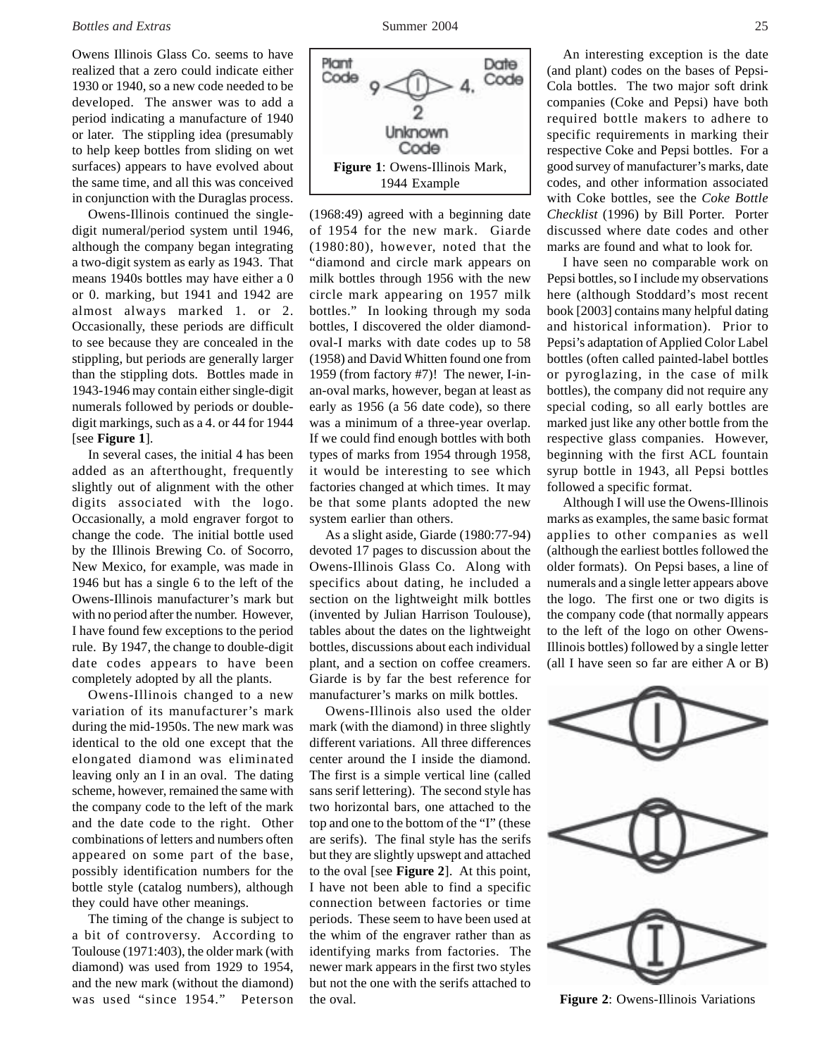Owens Illinois Glass Co. seems to have realized that a zero could indicate either 1930 or 1940, so a new code needed to be developed. The answer was to add a period indicating a manufacture of 1940 or later. The stippling idea (presumably to help keep bottles from sliding on wet surfaces) appears to have evolved about the same time, and all this was conceived in conjunction with the Duraglas process.

Owens-Illinois continued the single-digit numeral/period system until 1946, although the company began integrating a two-digit system as early as 1943. That means 1940s bottles may have either a 0 or 0. marking, but 1941 and 1942 are almost always marked 1. or 2. Occasionally, these periods are difficult to see because they are concealed in the stippling, but periods are generally larger than the stippling dots. Bottles made in 1943-1946 may contain either single-digit numerals followed by periods or double-digit markings, such as a 4. or 44 for 1944 [see **Figure 1**].

Plant Code 9 ◁(I)▷ 4. Date Code

2

Unknown Code

**Figure 1**: Owens-Illinois Mark, 1944 Example

In several cases, the initial 4 has been added as an afterthought, frequently slightly out of alignment with the other digits associated with the logo. Occasionally, a mold engraver forgot to change the code. The initial bottle used by the Illinois Brewing Co. of Socorro, New Mexico, for example, was made in 1946 but has a single 6 to the left of the Owens-Illinois manufacturer's mark but with no period after the number. However, I have found few exceptions to the period rule. By 1947, the change to double-digit date codes appears to have been completely adopted by all the plants.

Owens-Illinois changed to a new variation of its manufacturer's mark during the mid-1950s. The new mark was identical to the old one except that the elongated diamond was eliminated leaving only an I in an oval. The dating scheme, however, remained the same with the company code to the left of the mark and the date code to the right. Other combinations of letters and numbers often appeared on some part of the base, possibly identification numbers for the bottle style (catalog numbers), although they could have other meanings.

The timing of the change is subject to a bit of controversy. According to Toulouse (1971:403), the older mark (with diamond) was used from 1929 to 1954, and the new mark (without the diamond) was used "since 1954." Peterson (1968:49) agreed with a beginning date of 1954 for the new mark. Giarde (1980:80), however, noted that the "diamond and circle mark appears on milk bottles through 1956 with the new circle mark appearing on 1957 milk bottles." In looking through my soda bottles, I discovered the older diamond-oval-I marks with date codes up to 58 (1958) and David Whitten found one from 1959 (from factory #7)! The newer, I-in-an-oval marks, however, began at least as early as 1956 (a 56 date code), so there was a minimum of a three-year overlap. If we could find enough bottles with both types of marks from 1954 through 1958, it would be interesting to see which factories changed at which times. It may be that some plants adopted the new system earlier than others.

As a slight aside, Giarde (1980:77-94) devoted 17 pages to discussion about the Owens-Illinois Glass Co. Along with specifics about dating, he included a section on the lightweight milk bottles (invented by Julian Harrison Toulouse), tables about the dates on the lightweight bottles, discussions about each individual plant, and a section on coffee creamers. Giarde is by far the best reference for manufacturer's marks on milk bottles.

Owens-Illinois also used the older mark (with the diamond) in three slightly different variations. All three differences center around the I inside the diamond. The first is a simple vertical line (called sans serif lettering). The second style has two horizontal bars, one attached to the top and one to the bottom of the "I" (these are serifs). The final style has the serifs but they are slightly upswept and attached to the oval [see **Figure 2**]. At this point, I have not been able to find a specific connection between factories or time periods. These seem to have been used at the whim of the engraver rather than as identifying marks from factories. The newer mark appears in the first two styles but not the one with the serifs attached to the oval.

An interesting exception is the date (and plant) codes on the bases of Pepsi-Cola bottles. The two major soft drink companies (Coke and Pepsi) have both required bottle makers to adhere to specific requirements in marking their respective Coke and Pepsi bottles. For a good survey of manufacturer's marks, date codes, and other information associated with Coke bottles, see the *Coke Bottle Checklist* (1996) by Bill Porter. Porter discussed where date codes and other marks are found and what to look for.

I have seen no comparable work on Pepsi bottles, so I include my observations here (although Stoddard's most recent book [2003] contains many helpful dating and historical information). Prior to Pepsi's adaptation of Applied Color Label bottles (often called painted-label bottles or pyroglazing, in the case of milk bottles), the company did not require any special coding, so all early bottles are marked just like any other bottle from the respective glass companies. However, beginning with the first ACL fountain syrup bottle in 1943, all Pepsi bottles followed a specific format.

Although I will use the Owens-Illinois marks as examples, the same basic format applies to other companies as well (although the earliest bottles followed the older formats). On Pepsi bases, a line of numerals and a single letter appears above the logo. The first one or two digits is the company code (that normally appears to the left of the logo on other Owens-Illinois bottles) followed by a single letter (all I have seen so far are either A or B)

**Figure 2**: Owens-Illinois Variations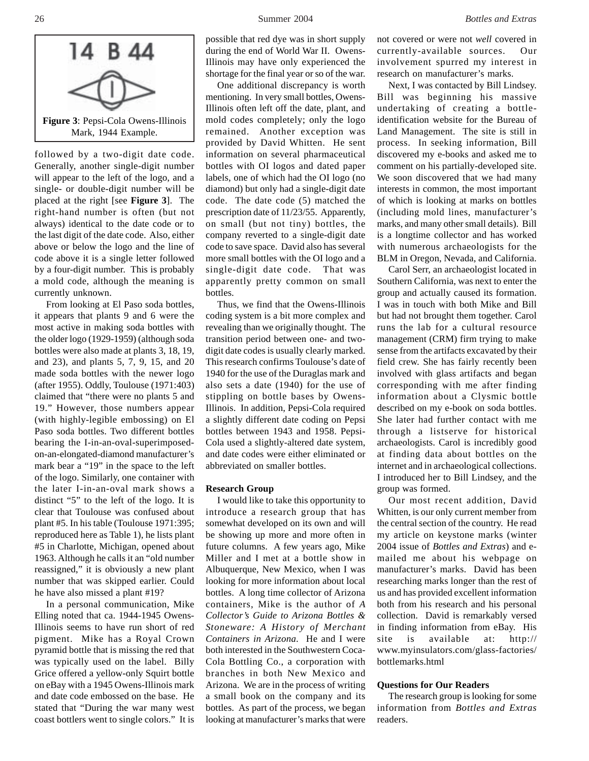14 B 44

**Figure 3**: Pepsi-Cola Owens-Illinois Mark, 1944 Example.

followed by a two-digit date code. Generally, another single-digit number will appear to the left of the logo, and a single- or double-digit number will be placed at the right [see **Figure 3**]. The right-hand number is often (but not always) identical to the date code or to the last digit of the date code. Also, either above or below the logo and the line of code above it is a single letter followed by a four-digit number. This is probably a mold code, although the meaning is currently unknown.

From looking at El Paso soda bottles, it appears that plants 9 and 6 were the most active in making soda bottles with the older logo (1929-1959) (although soda bottles were also made at plants 3, 18, 19, and 23), and plants 5, 7, 9, 15, and 20 made soda bottles with the newer logo (after 1955). Oddly, Toulouse (1971:403) claimed that "there were no plants 5 and 19." However, those numbers appear (with highly-legible embossing) on El Paso soda bottles. Two different bottles bearing the I-in-an-oval-superimposed-on-an-elongated-diamond manufacturer's mark bear a "19" in the space to the left of the logo. Similarly, one container with the later I-in-an-oval mark shows a distinct "5" to the left of the logo. It is clear that Toulouse was confused about plant #5. In his table (Toulouse 1971:395; reproduced here as Table 1), he lists plant #5 in Charlotte, Michigan, opened about 1963. Although he calls it an "old number reassigned," it is obviously a new plant number that was skipped earlier. Could he have also missed a plant #19?

In a personal communication, Mike Elling noted that ca. 1944-1945 Owens-Illinois seems to have run short of red pigment. Mike has a Royal Crown pyramid bottle that is missing the red that was typically used on the label. Billy Grice offered a yellow-only Squirt bottle on eBay with a 1945 Owens-Illinois mark and date code embossed on the base. He stated that "During the war many west coast bottlers went to single colors." It is possible that red dye was in short supply during the end of World War II. Owens-Illinois may have only experienced the shortage for the final year or so of the war.

One additional discrepancy is worth mentioning. In very small bottles, Owens-Illinois often left off the date, plant, and mold codes completely; only the logo remained. Another exception was provided by David Whitten. He sent information on several pharmaceutical bottles with OI logos and dated paper labels, one of which had the OI logo (no diamond) but only had a single-digit date code. The date code (5) matched the prescription date of 11/23/55. Apparently, on small (but not tiny) bottles, the company reverted to a single-digit date code to save space. David also has several more small bottles with the OI logo and a single-digit date code. That was apparently pretty common on small bottles.

Thus, we find that the Owens-Illinois coding system is a bit more complex and revealing than we originally thought. The transition period between one- and two-digit date codes is usually clearly marked. This research confirms Toulouse's date of 1940 for the use of the Duraglas mark and also sets a date (1940) for the use of stippling on bottle bases by Owens-Illinois. In addition, Pepsi-Cola required a slightly different date coding on Pepsi bottles between 1943 and 1958. Pepsi-Cola used a slightly-altered date system, and date codes were either eliminated or abbreviated on smaller bottles.

**Research Group**

I would like to take this opportunity to introduce a research group that has somewhat developed on its own and will be showing up more and more often in future columns. A few years ago, Mike Miller and I met at a bottle show in Albuquerque, New Mexico, when I was looking for more information about local bottles. A long time collector of Arizona containers, Mike is the author of *A Collector's Guide to Arizona Bottles & Stoneware: A History of Merchant Containers in Arizona.* He and I were both interested in the Southwestern Coca-Cola Bottling Co., a corporation with branches in both New Mexico and Arizona. We are in the process of writing a small book on the company and its bottles. As part of the process, we began looking at manufacturer's marks that were not covered or were not *well* covered in currently-available sources. Our involvement spurred my interest in research on manufacturer's marks.

Next, I was contacted by Bill Lindsey. Bill was beginning his massive undertaking of creating a bottle-identification website for the Bureau of Land Management. The site is still in process. In seeking information, Bill discovered my e-books and asked me to comment on his partially-developed site. We soon discovered that we had many interests in common, the most important of which is looking at marks on bottles (including mold lines, manufacturer's marks, and many other small details). Bill is a longtime collector and has worked with numerous archaeologists for the BLM in Oregon, Nevada, and California.

Carol Serr, an archaeologist located in Southern California, was next to enter the group and actually caused its formation. I was in touch with both Mike and Bill but had not brought them together. Carol runs the lab for a cultural resource management (CRM) firm trying to make sense from the artifacts excavated by their field crew. She has fairly recently been involved with glass artifacts and began corresponding with me after finding information about a Clysmic bottle described on my e-book on soda bottles. She later had further contact with me through a listserve for historical archaeologists. Carol is incredibly good at finding data about bottles on the internet and in archaeological collections. I introduced her to Bill Lindsey, and the group was formed.

Our most recent addition, David Whitten, is our only current member from the central section of the country. He read my article on keystone marks (winter 2004 issue of *Bottles and Extras*) and e-mailed me about his webpage on manufacturer's marks. David has been researching marks longer than the rest of us and has provided excellent information both from his research and his personal collection. David is remarkably versed in finding information from eBay. His site is available at: http://www.myinsulators.com/glass-factories/bottlemarks.html

**Questions for Our Readers**

The research group is looking for some information from *Bottles and Extras* readers.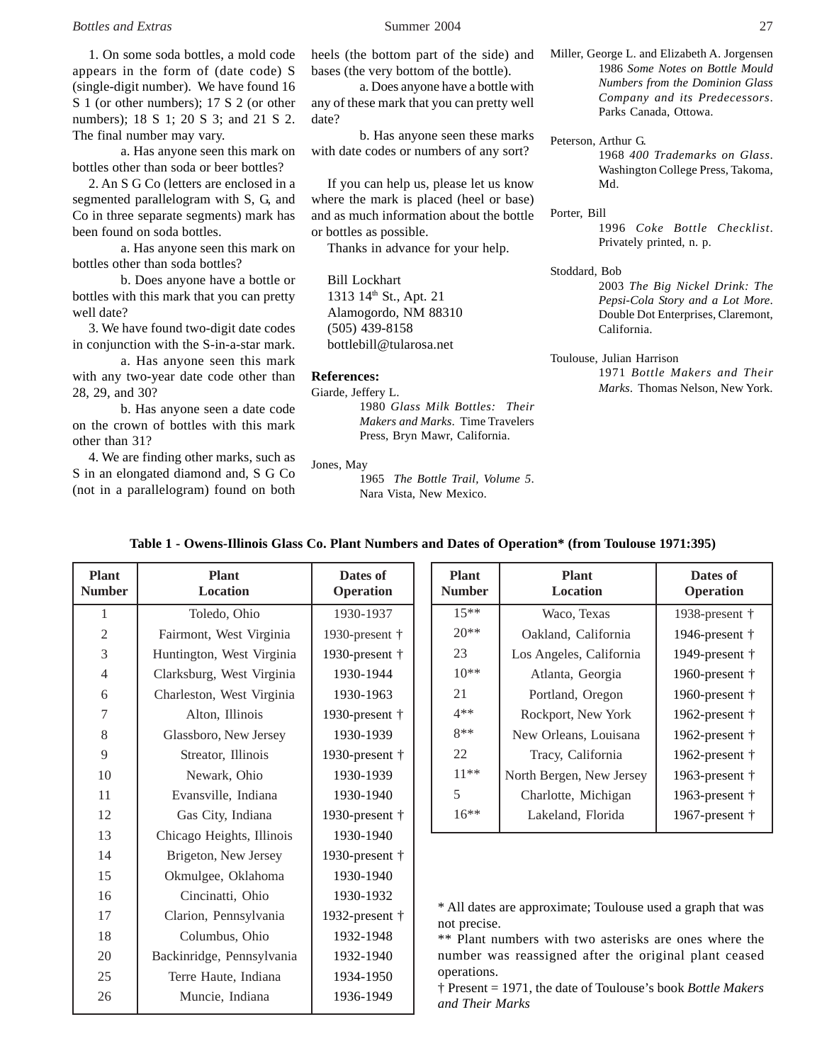1. On some soda bottles, a mold code appears in the form of (date code) S (single-digit number). We have found 16 S 1 (or other numbers); 17 S 2 (or other numbers); 18 S 1; 20 S 3; and 21 S 2. The final number may vary.

a. Has anyone seen this mark on bottles other than soda or beer bottles?

2. An S G Co (letters are enclosed in a segmented parallelogram with S, G, and Co in three separate segments) mark has been found on soda bottles.

a. Has anyone seen this mark on bottles other than soda bottles?

b. Does anyone have a bottle or bottles with this mark that you can pretty well date?

3. We have found two-digit date codes in conjunction with the S-in-a-star mark.

a. Has anyone seen this mark with any two-year date code other than 28, 29, and 30?

b. Has anyone seen a date code on the crown of bottles with this mark other than 31?

4. We are finding other marks, such as S in an elongated diamond and, S G Co (not in a parallelogram) found on both heels (the bottom part of the side) and bases (the very bottom of the bottle).

a. Does anyone have a bottle with any of these mark that you can pretty well date?

b. Has anyone seen these marks with date codes or numbers of any sort?

If you can help us, please let us know where the mark is placed (heel or base) and as much information about the bottle or bottles as possible.

Thanks in advance for your help.

Bill Lockhart
1313 14th St., Apt. 21
Alamogordo, NM 88310
(505) 439-8158
bottlebill@tularosa.net

**References:**

Giarde, Jeffery L.
1980 *Glass Milk Bottles: Their Makers and Marks*. Time Travelers Press, Bryn Mawr, California.

Jones, May
1965 *The Bottle Trail, Volume 5*. Nara Vista, New Mexico.

Miller, George L. and Elizabeth A. Jorgensen
1986 *Some Notes on Bottle Mould Numbers from the Dominion Glass Company and its Predecessors*. Parks Canada, Ottowa.

Peterson, Arthur G.
1968 *400 Trademarks on Glass*. Washington College Press, Takoma, Md.

Porter, Bill
1996 *Coke Bottle Checklist*. Privately printed, n. p.

Stoddard, Bob
2003 *The Big Nickel Drink: The Pepsi-Cola Story and a Lot More*. Double Dot Enterprises, Claremont, California.

Toulouse, Julian Harrison
1971 *Bottle Makers and Their Marks*. Thomas Nelson, New York.

**Table 1 - Owens-Illinois Glass Co. Plant Numbers and Dates of Operation\* (from Toulouse 1971:395)**

| Plant Number | Plant Location | Dates of Operation |
|---|---|---|
| 1 | Toledo, Ohio | 1930-1937 |
| 2 | Fairmont, West Virginia | 1930-present † |
| 3 | Huntington, West Virginia | 1930-present † |
| 4 | Clarksburg, West Virginia | 1930-1944 |
| 6 | Charleston, West Virginia | 1930-1963 |
| 7 | Alton, Illinois | 1930-present † |
| 8 | Glassboro, New Jersey | 1930-1939 |
| 9 | Streator, Illinois | 1930-present † |
| 10 | Newark, Ohio | 1930-1939 |
| 11 | Evansville, Indiana | 1930-1940 |
| 12 | Gas City, Indiana | 1930-present † |
| 13 | Chicago Heights, Illinois | 1930-1940 |
| 14 | Brigeton, New Jersey | 1930-present † |
| 15 | Okmulgee, Oklahoma | 1930-1940 |
| 16 | Cincinatti, Ohio | 1930-1932 |
| 17 | Clarion, Pennsylvania | 1932-present † |
| 18 | Columbus, Ohio | 1932-1948 |
| 20 | Backinridge, Pennsylvania | 1932-1940 |
| 25 | Terre Haute, Indiana | 1934-1950 |
| 26 | Muncie, Indiana | 1936-1949 |
| 15** | Waco, Texas | 1938-present † |
| 20** | Oakland, California | 1946-present † |
| 23 | Los Angeles, California | 1949-present † |
| 10** | Atlanta, Georgia | 1960-present † |
| 21 | Portland, Oregon | 1960-present † |
| 4** | Rockport, New York | 1962-present † |
| 8** | New Orleans, Louisana | 1962-present † |
| 22 | Tracy, California | 1962-present † |
| 11** | North Bergen, New Jersey | 1963-present † |
| 5 | Charlotte, Michigan | 1963-present † |
| 16** | Lakeland, Florida | 1967-present † |

\* All dates are approximate; Toulouse used a graph that was not precise.
\** Plant numbers with two asterisks are ones where the number was reassigned after the original plant ceased operations.
† Present = 1971, the date of Toulouse's book *Bottle Makers and Their Marks*